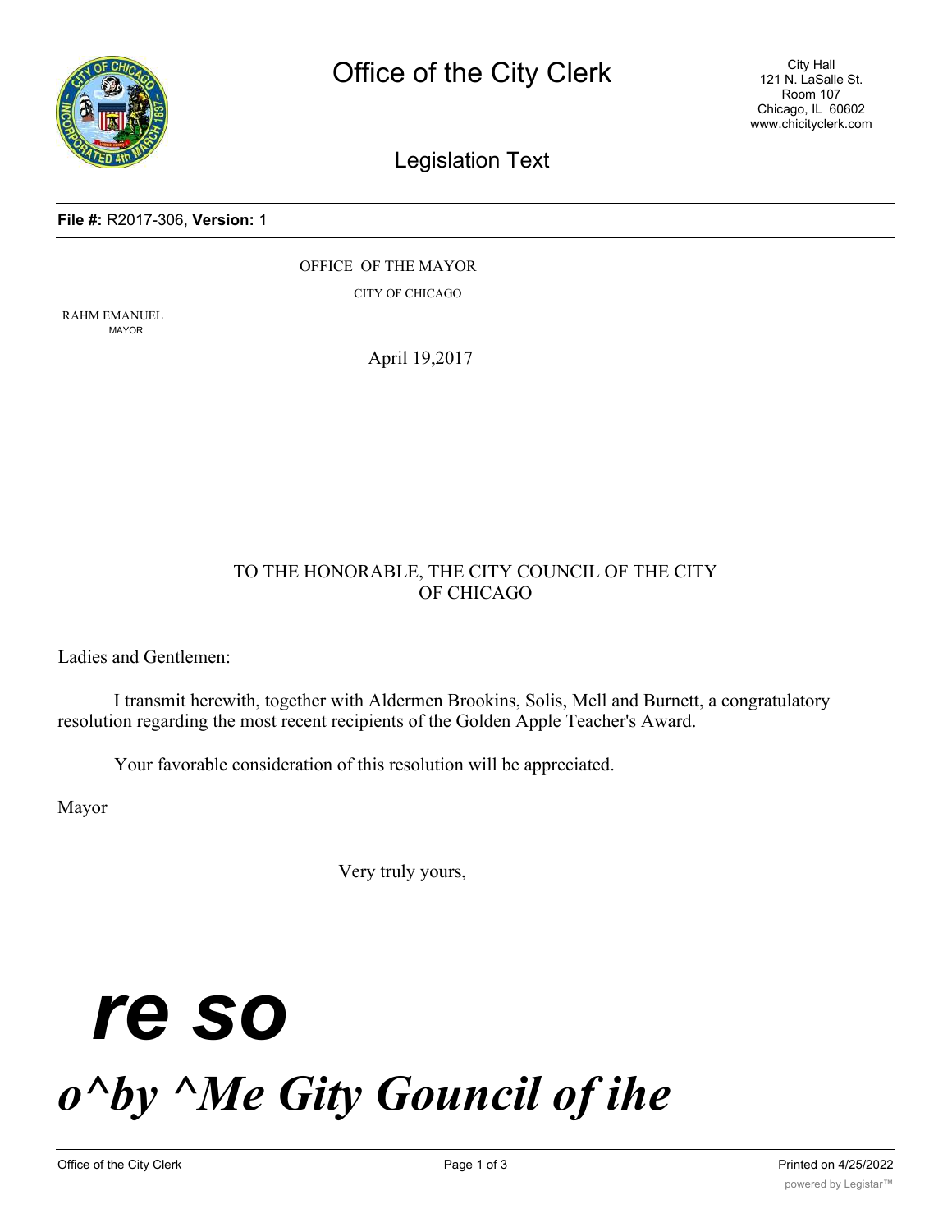**File #:** R2017-306, **Version:** 1

OFFICE OF THE MAYOR

CITY OF CHICAGO

RAHM EMANUEL
MAYOR

April 19,2017

TO THE HONORABLE, THE CITY COUNCIL OF THE CITY OF CHICAGO

Ladies and Gentlemen:

I transmit herewith, together with Aldermen Brookins, Solis, Mell and Burnett, a congratulatory resolution regarding the most recent recipients of the Golden Apple Teacher's Award.

Your favorable consideration of this resolution will be appreciated.

Mayor

Very truly yours,

***re so***

***o^by ^Me Gity Gouncil of ihe***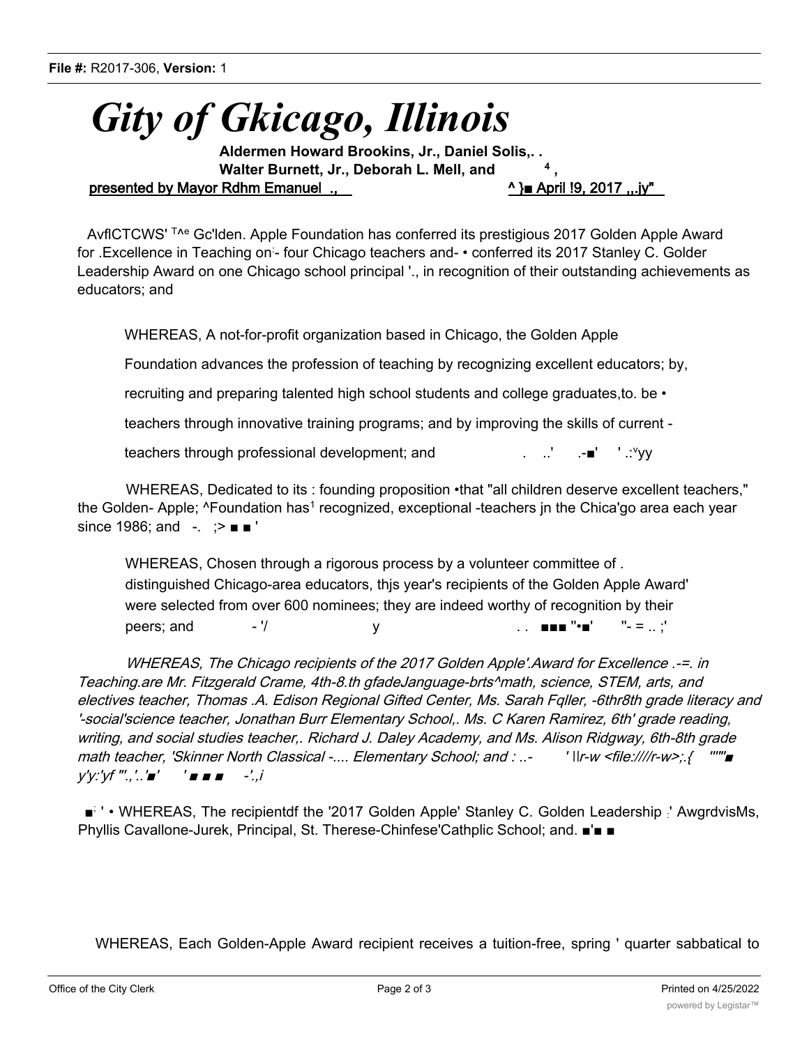*Gity of Gkicago, Illinois*

**Aldermen Howard Brookins, Jr., Daniel Solis,. .**
**Walter Burnett, Jr., Deborah L. Mell, and** [4] **,**
presented by Mayor Rdhm Emanuel ., ^ }■ April !9, 2017 ,,.jy"

AvflCTCWS' T^e Gc'lden. Apple Foundation has conferred its prestigious 2017 Golden Apple Award for .Excellence in Teaching on·- four Chicago teachers and- • conferred its 2017 Stanley C. Golder Leadership Award on one Chicago school principal '., in recognition of their outstanding achievements as educators; and

WHEREAS, A not-for-profit organization based in Chicago, the Golden Apple Foundation advances the profession of teaching by recognizing excellent educators; by, recruiting and preparing talented high school students and college graduates,to. be • teachers through innovative training programs; and by improving the skills of current - teachers through professional development; and . ..' .-■' ' .:ᵛyy

WHEREAS, Dedicated to its : founding proposition •that "all children deserve excellent teachers," the Golden- Apple; ^Foundation has[1] recognized, exceptional -teachers jn the Chica'go area each year since 1986; and -. ;> ■ ■ '

WHEREAS, Chosen through a rigorous process by a volunteer committee of . distinguished Chicago-area educators, thjs year's recipients of the Golden Apple Award' were selected from over 600 nominees; they are indeed worthy of recognition by their peers; and - '/ y . . ■■■ "•■' "- = .. ;'

*WHEREAS, The Chicago recipients of the 2017 Golden Apple'.Award for Excellence .-=. in Teaching.are Mr. Fitzgerald Crame, 4th-8.th gfadeJanguage-brts^math, science, STEM, arts, and electives teacher, Thomas .A. Edison Regional Gifted Center, Ms. Sarah Fqller, -6thr8th grade literacy and '-social'science teacher, Jonathan Burr Elementary School,. Ms. C Karen Ramirez, 6th' grade reading, writing, and social studies teacher,. Richard J. Daley Academy, and Ms. Alison Ridgway, 6th-8th grade math teacher, 'Skinner North Classical -.... Elementary School; and : ..- ' ||r-w <file:////r-w>;.{ """■ y'y:'yf "'.,'..'■' ' ■ ■ ■ -'.,i*

■' ' • WHEREAS, The recipientdf the '2017 Golden Apple' Stanley C. Golden Leadership .' AwgrdvisMs, Phyllis Cavallone-Jurek, Principal, St. Therese-Chinfese'Cathplic School; and. ■'■ ■

WHEREAS, Each Golden-Apple Award recipient receives a tuition-free, spring ' quarter sabbatical to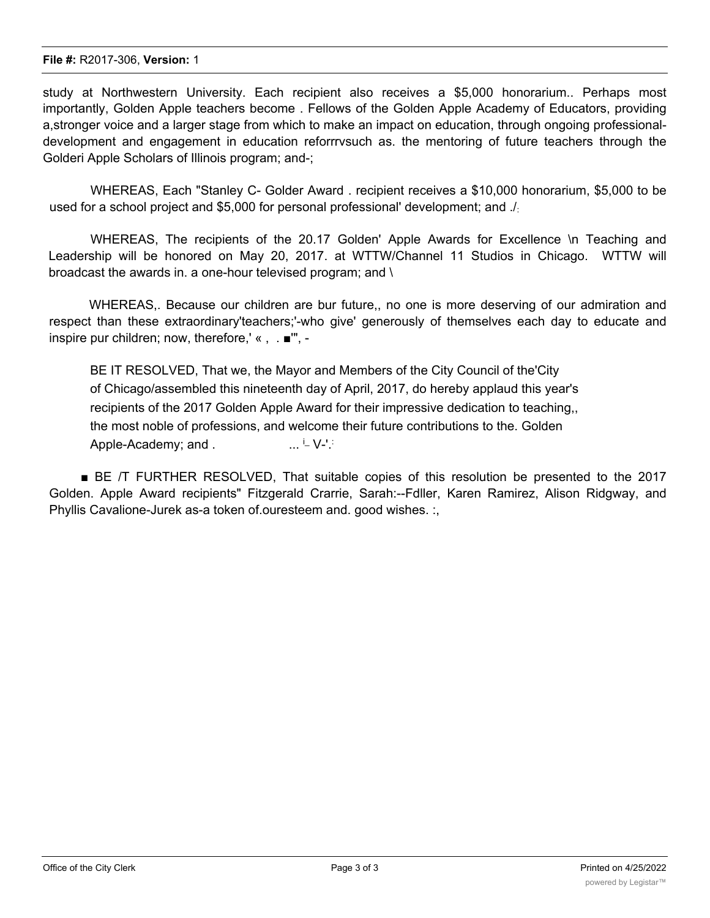study at Northwestern University. Each recipient also receives a $5,000 honorarium.. Perhaps most importantly, Golden Apple teachers become . Fellows of the Golden Apple Academy of Educators, providing a,stronger voice and a larger stage from which to make an impact on education, through ongoing professional-development and engagement in education reforrrvsuch as. the mentoring of future teachers through the Golderi Apple Scholars of Illinois program; and-;

WHEREAS, Each "Stanley C- Golder Award . recipient receives a $10,000 honorarium, $5,000 to be used for a school project and $5,000 for personal professional' development; and ./:

WHEREAS, The recipients of the 20.17 Golden' Apple Awards for Excellence \n Teaching and Leadership will be honored on May 20, 2017. at WTTW/Channel 11 Studios in Chicago. WTTW will broadcast the awards in. a one-hour televised program; and \

WHEREAS,. Because our children are bur future,, no one is more deserving of our admiration and respect than these extraordinary'teachers;'-who give' generously of themselves each day to educate and inspire pur children; now, therefore,' « , . ■'", -

BE IT RESOLVED, That we, the Mayor and Members of the City Council of the'City of Chicago/assembled this nineteenth day of April, 2017, do hereby applaud this year's recipients of the 2017 Golden Apple Award for their impressive dedication to teaching,, the most noble of professions, and welcome their future contributions to the. Golden Apple-Academy; and . ... V-'.

■ BE /T FURTHER RESOLVED, That suitable copies of this resolution be presented to the 2017 Golden. Apple Award recipients" Fitzgerald Crarrie, Sarah:--Fdller, Karen Ramirez, Alison Ridgway, and Phyllis Cavalione-Jurek as-a token of.ouresteem and. good wishes. :,